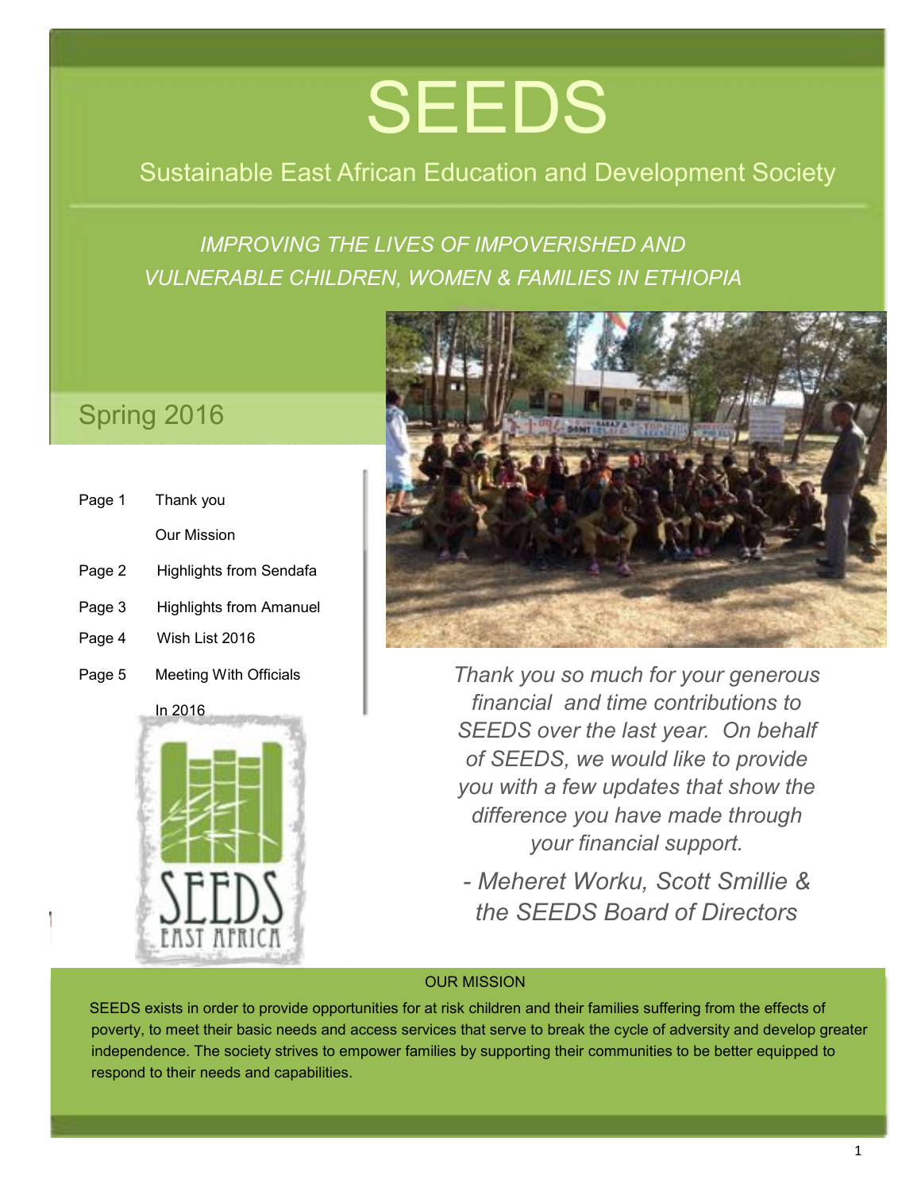# SEEDS

## Sustainable East African Education and Development Society

*IMPROVING THE LIVES OF IMPOVERISHED AND VULNERABLE CHILDREN, WOMEN & FAMILIES IN ETHIOPIA*

## Spring 2016

| | |
|---|---|
| Page 1 | Thank you |
| | Our Mission |
| Page 2 | Highlights from Sendafa |
| Page 3 | Highlights from Amanuel |
| Page 4 | Wish List 2016 |
| Page 5 | Meeting With Officials In 2016 |

*Thank you so much for your generous financial and time contributions to SEEDS over the last year. On behalf of SEEDS, we would like to provide you with a few updates that show the difference you have made through your financial support.*

*- Meheret Worku, Scott Smillie & the SEEDS Board of Directors*

### OUR MISSION

SEEDS exists in order to provide opportunities for at risk children and their families suffering from the effects of poverty, to meet their basic needs and access services that serve to break the cycle of adversity and develop greater independence. The society strives to empower families by supporting their communities to be better equipped to respond to their needs and capabilities.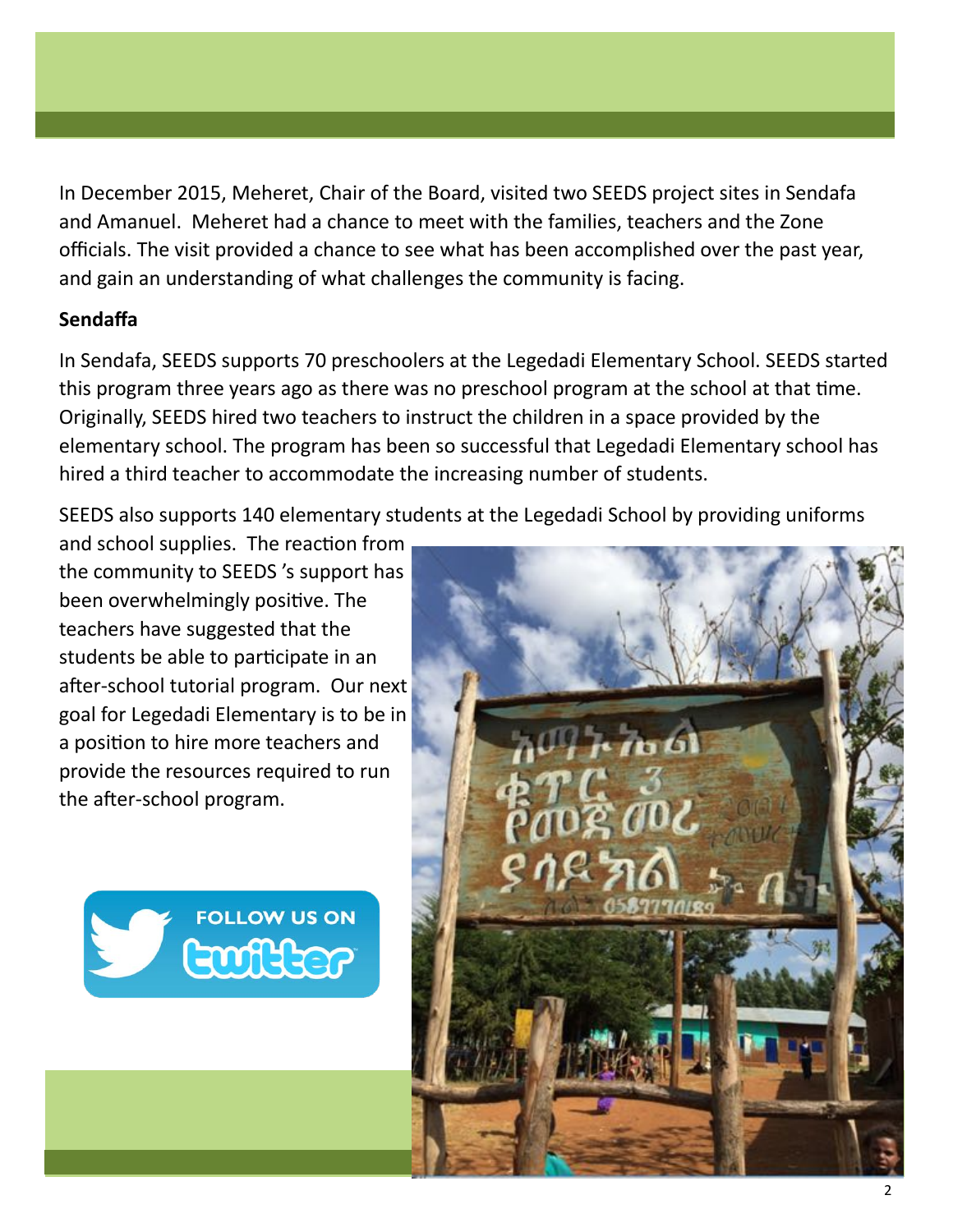In December 2015, Meheret, Chair of the Board, visited two SEEDS project sites in Sendafa and Amanuel. Meheret had a chance to meet with the families, teachers and the Zone officials. The visit provided a chance to see what has been accomplished over the past year, and gain an understanding of what challenges the community is facing.

**Sendaffa**

In Sendafa, SEEDS supports 70 preschoolers at the Legedadi Elementary School. SEEDS started this program three years ago as there was no preschool program at the school at that time. Originally, SEEDS hired two teachers to instruct the children in a space provided by the elementary school. The program has been so successful that Legedadi Elementary school has hired a third teacher to accommodate the increasing number of students.

SEEDS also supports 140 elementary students at the Legedadi School by providing uniforms and school supplies. The reaction from the community to SEEDS 's support has been overwhelmingly positive. The teachers have suggested that the students be able to participate in an after-school tutorial program. Our next goal for Legedadi Elementary is to be in a position to hire more teachers and provide the resources required to run the after-school program.

FOLLOW US ON twitter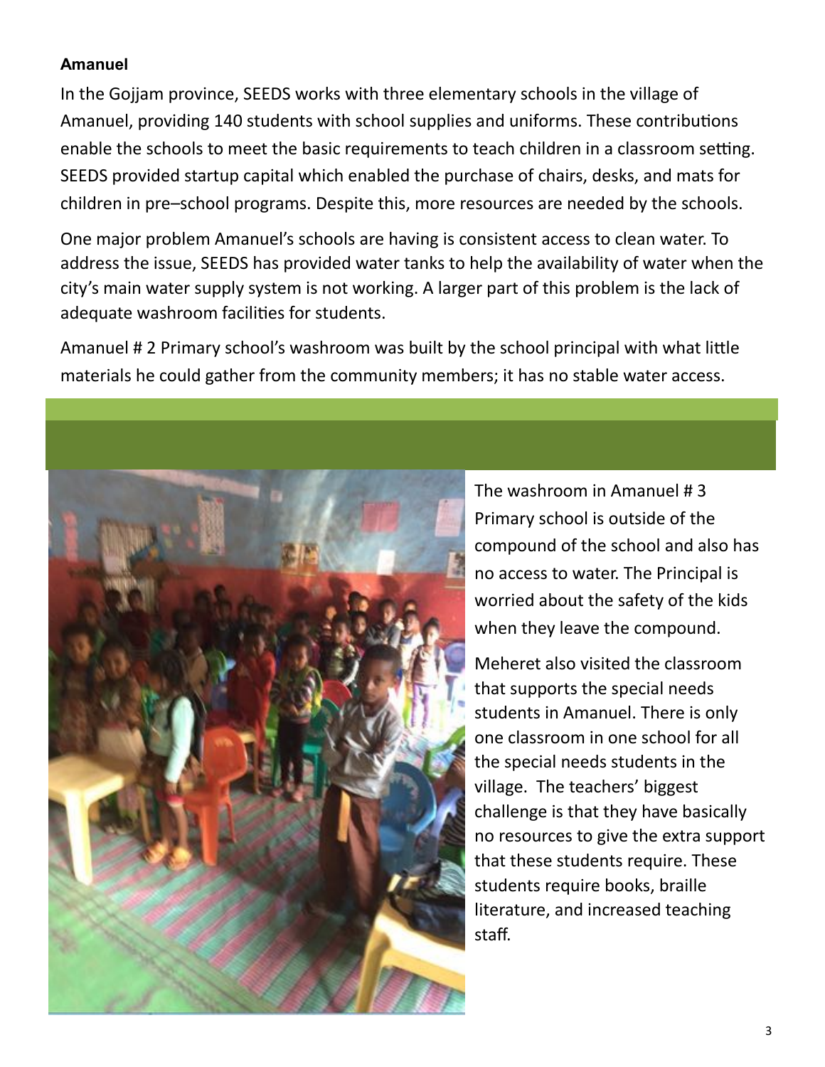**Amanuel**

In the Gojjam province, SEEDS works with three elementary schools in the village of Amanuel, providing 140 students with school supplies and uniforms. These contributions enable the schools to meet the basic requirements to teach children in a classroom setting. SEEDS provided startup capital which enabled the purchase of chairs, desks, and mats for children in pre–school programs. Despite this, more resources are needed by the schools.

One major problem Amanuel's schools are having is consistent access to clean water. To address the issue, SEEDS has provided water tanks to help the availability of water when the city's main water supply system is not working. A larger part of this problem is the lack of adequate washroom facilities for students.

Amanuel # 2 Primary school's washroom was built by the school principal with what little materials he could gather from the community members; it has no stable water access.

The washroom in Amanuel # 3 Primary school is outside of the compound of the school and also has no access to water. The Principal is worried about the safety of the kids when they leave the compound.

Meheret also visited the classroom that supports the special needs students in Amanuel. There is only one classroom in one school for all the special needs students in the village. The teachers' biggest challenge is that they have basically no resources to give the extra support that these students require. These students require books, braille literature, and increased teaching staff.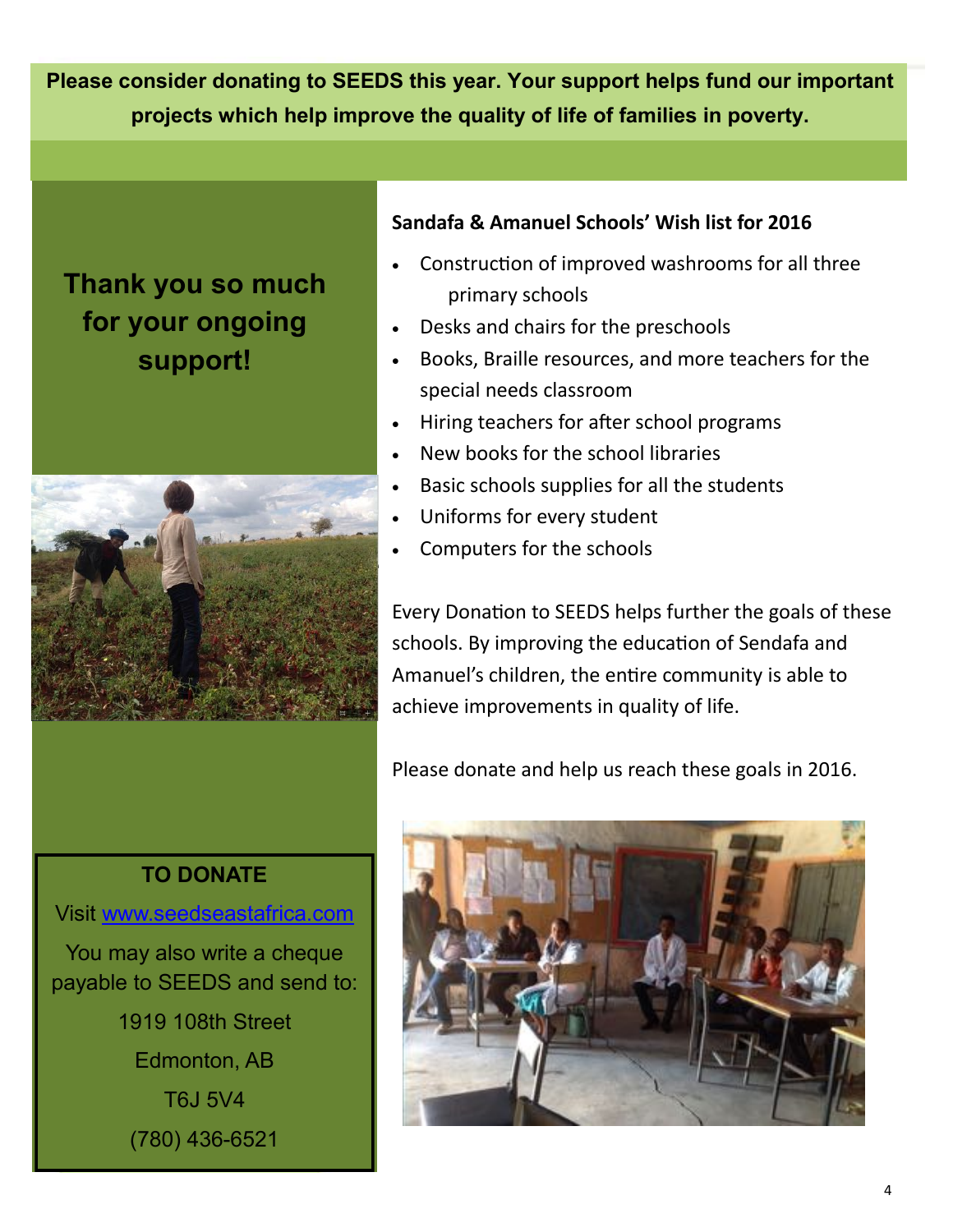**Please consider donating to SEEDS this year. Your support helps fund our important projects which help improve the quality of life of families in poverty.**

## Thank you so much for your ongoing support!

**Sandafa & Amanuel Schools' Wish list for 2016**

- Construction of improved washrooms for all three primary schools
- Desks and chairs for the preschools
- Books, Braille resources, and more teachers for the special needs classroom
- Hiring teachers for after school programs
- New books for the school libraries
- Basic schools supplies for all the students
- Uniforms for every student
- Computers for the schools

Every Donation to SEEDS helps further the goals of these schools. By improving the education of Sendafa and Amanuel's children, the entire community is able to achieve improvements in quality of life.

Please donate and help us reach these goals in 2016.

**TO DONATE**

Visit [www.seedseastafrica.com](www.seedseastafrica.com)

You may also write a cheque payable to SEEDS and send to:

1919 108th Street

Edmonton, AB

T6J 5V4

(780) 436-6521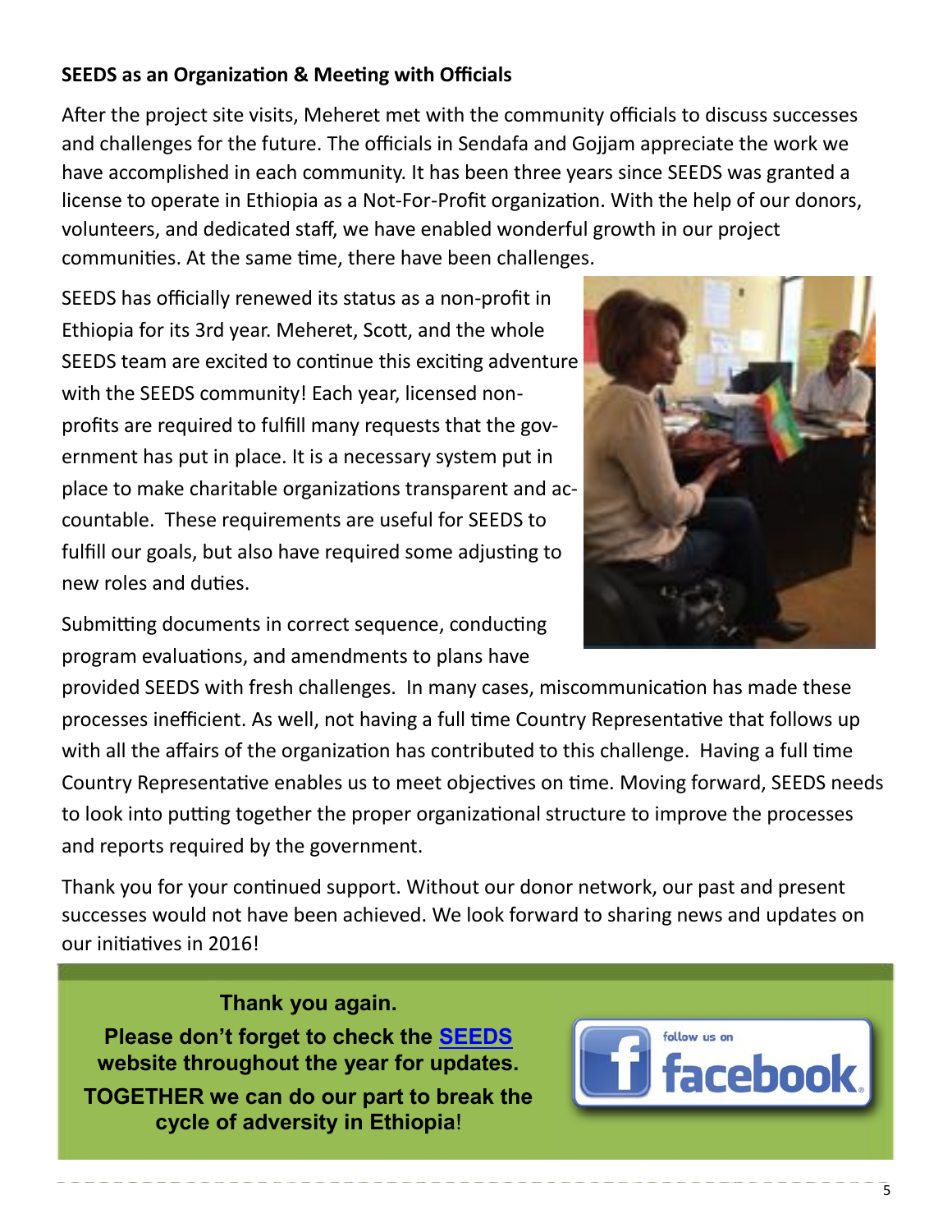**SEEDS as an Organization & Meeting with Officials**

After the project site visits, Meheret met with the community officials to discuss successes and challenges for the future. The officials in Sendafa and Gojjam appreciate the work we have accomplished in each community. It has been three years since SEEDS was granted a license to operate in Ethiopia as a Not-For-Profit organization. With the help of our donors, volunteers, and dedicated staff, we have enabled wonderful growth in our project communities. At the same time, there have been challenges.

SEEDS has officially renewed its status as a non-profit in Ethiopia for its 3rd year. Meheret, Scott, and the whole SEEDS team are excited to continue this exciting adventure with the SEEDS community! Each year, licensed non-profits are required to fulfill many requests that the government has put in place. It is a necessary system put in place to make charitable organizations transparent and accountable. These requirements are useful for SEEDS to fulfill our goals, but also have required some adjusting to new roles and duties.

Submitting documents in correct sequence, conducting program evaluations, and amendments to plans have provided SEEDS with fresh challenges. In many cases, miscommunication has made these processes inefficient. As well, not having a full time Country Representative that follows up with all the affairs of the organization has contributed to this challenge. Having a full time Country Representative enables us to meet objectives on time. Moving forward, SEEDS needs to look into putting together the proper organizational structure to improve the processes and reports required by the government.

Thank you for your continued support. Without our donor network, our past and present successes would not have been achieved. We look forward to sharing news and updates on our initiatives in 2016!

**Thank you again.**

**Please don't forget to check the SEEDS website throughout the year for updates.**

**TOGETHER we can do our part to break the cycle of adversity in Ethiopia!**

follow us on facebook